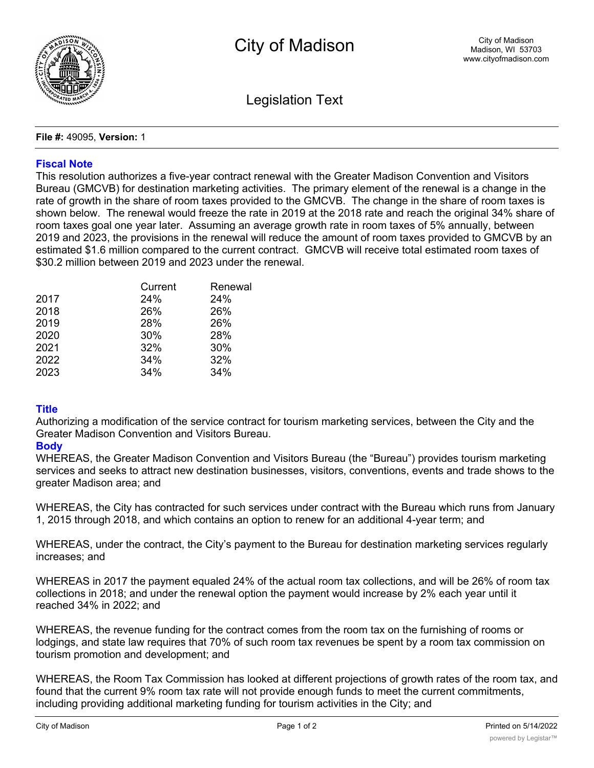# City of Madison

City of Madison
Madison, WI 53703
www.cityofmadison.com

## Legislation Text

**File #:** 49095, **Version:** 1

### Fiscal Note

This resolution authorizes a five-year contract renewal with the Greater Madison Convention and Visitors Bureau (GMCVB) for destination marketing activities. The primary element of the renewal is a change in the rate of growth in the share of room taxes provided to the GMCVB. The change in the share of room taxes is shown below. The renewal would freeze the rate in 2019 at the 2018 rate and reach the original 34% share of room taxes goal one year later. Assuming an average growth rate in room taxes of 5% annually, between 2019 and 2023, the provisions in the renewal will reduce the amount of room taxes provided to GMCVB by an estimated $1.6 million compared to the current contract. GMCVB will receive total estimated room taxes of $30.2 million between 2019 and 2023 under the renewal.

| | Current | Renewal |
|---|---|---|
| 2017 | 24% | 24% |
| 2018 | 26% | 26% |
| 2019 | 28% | 26% |
| 2020 | 30% | 28% |
| 2021 | 32% | 30% |
| 2022 | 34% | 32% |
| 2023 | 34% | 34% |

### Title

Authorizing a modification of the service contract for tourism marketing services, between the City and the Greater Madison Convention and Visitors Bureau.

### Body

WHEREAS, the Greater Madison Convention and Visitors Bureau (the "Bureau") provides tourism marketing services and seeks to attract new destination businesses, visitors, conventions, events and trade shows to the greater Madison area; and

WHEREAS, the City has contracted for such services under contract with the Bureau which runs from January 1, 2015 through 2018, and which contains an option to renew for an additional 4-year term; and

WHEREAS, under the contract, the City's payment to the Bureau for destination marketing services regularly increases; and

WHEREAS in 2017 the payment equaled 24% of the actual room tax collections, and will be 26% of room tax collections in 2018; and under the renewal option the payment would increase by 2% each year until it reached 34% in 2022; and

WHEREAS, the revenue funding for the contract comes from the room tax on the furnishing of rooms or lodgings, and state law requires that 70% of such room tax revenues be spent by a room tax commission on tourism promotion and development; and

WHEREAS, the Room Tax Commission has looked at different projections of growth rates of the room tax, and found that the current 9% room tax rate will not provide enough funds to meet the current commitments, including providing additional marketing funding for tourism activities in the City; and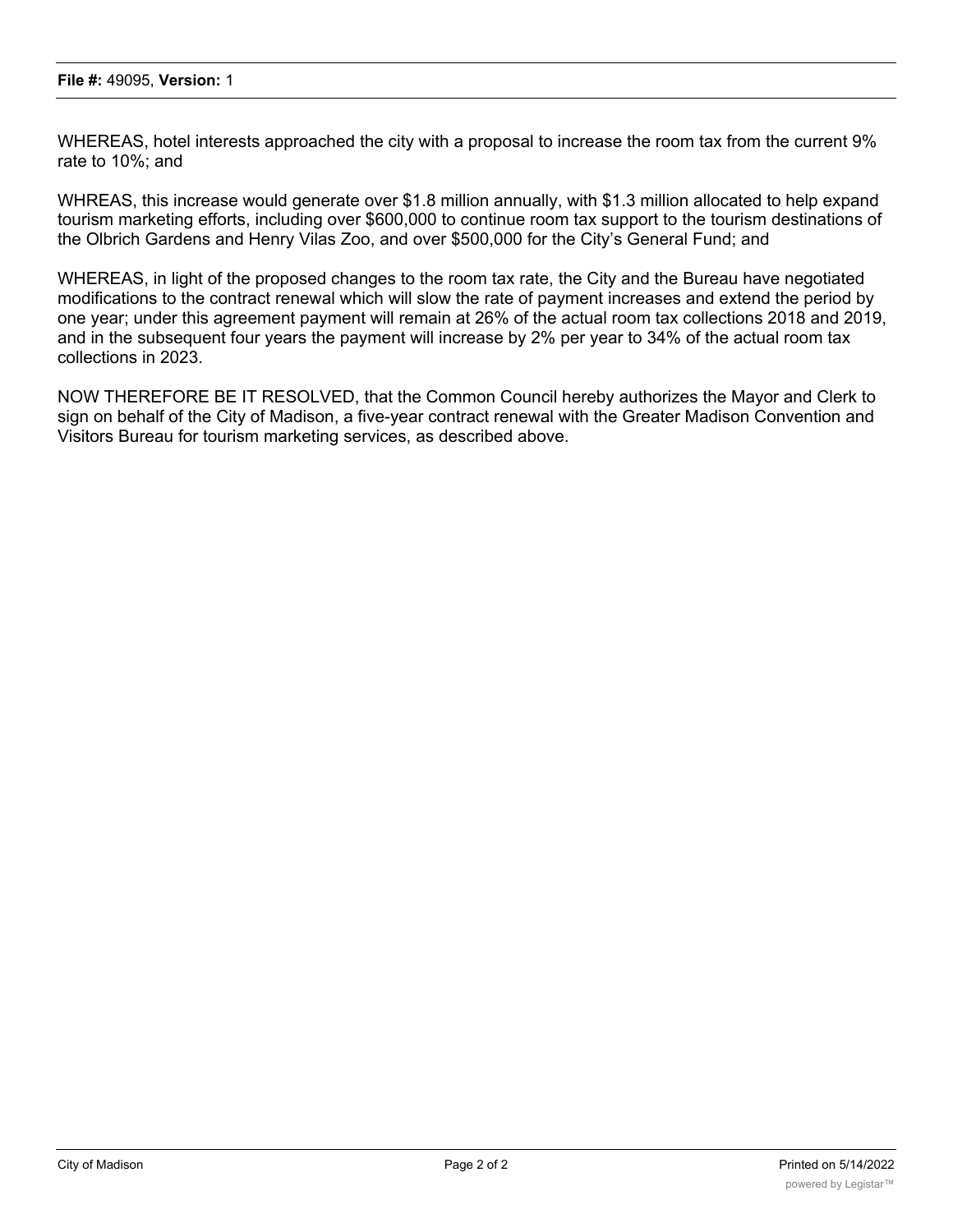WHEREAS, hotel interests approached the city with a proposal to increase the room tax from the current 9% rate to 10%; and

WHREAS, this increase would generate over $1.8 million annually, with $1.3 million allocated to help expand tourism marketing efforts, including over $600,000 to continue room tax support to the tourism destinations of the Olbrich Gardens and Henry Vilas Zoo, and over $500,000 for the City's General Fund; and

WHEREAS, in light of the proposed changes to the room tax rate, the City and the Bureau have negotiated modifications to the contract renewal which will slow the rate of payment increases and extend the period by one year; under this agreement payment will remain at 26% of the actual room tax collections 2018 and 2019, and in the subsequent four years the payment will increase by 2% per year to 34% of the actual room tax collections in 2023.

NOW THEREFORE BE IT RESOLVED, that the Common Council hereby authorizes the Mayor and Clerk to sign on behalf of the City of Madison, a five-year contract renewal with the Greater Madison Convention and Visitors Bureau for tourism marketing services, as described above.